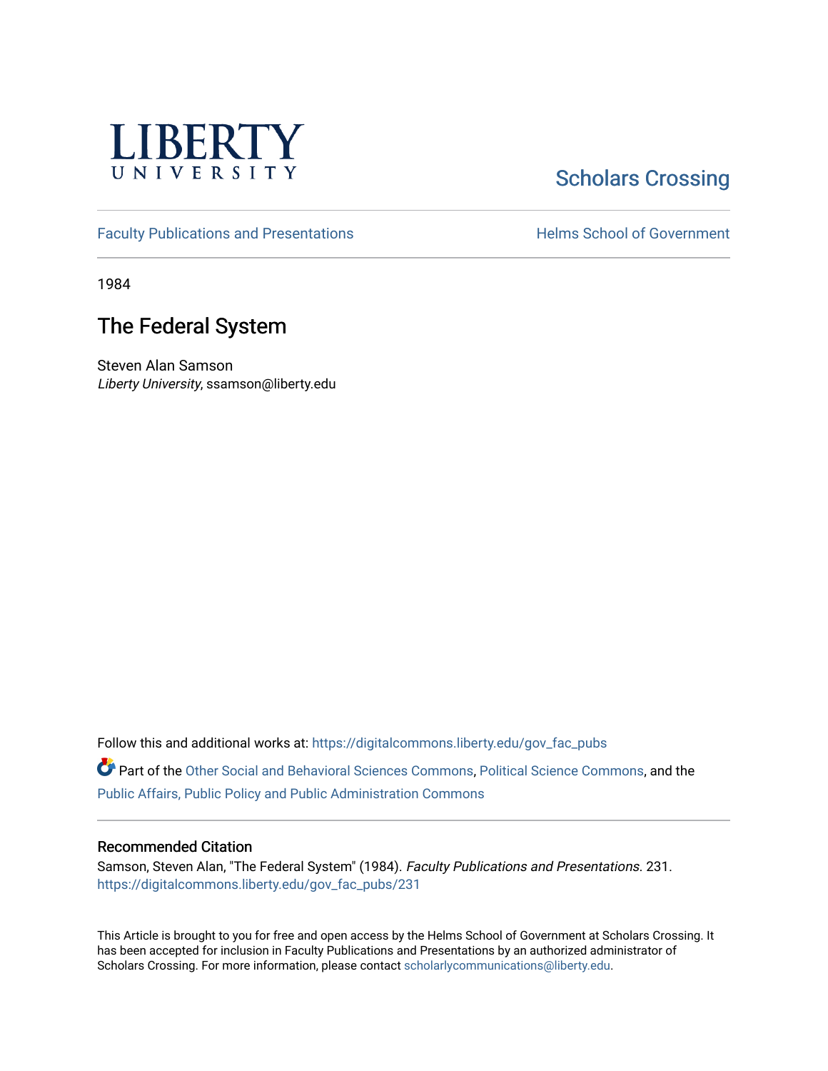LIBERTY UNIVERSITY

Scholars Crossing

Faculty Publications and Presentations

Helms School of Government

1984

# The Federal System

Steven Alan Samson
*Liberty University*, ssamson@liberty.edu

Follow this and additional works at: https://digitalcommons.liberty.edu/gov_fac_pubs

Part of the Other Social and Behavioral Sciences Commons, Political Science Commons, and the Public Affairs, Public Policy and Public Administration Commons

## Recommended Citation

Samson, Steven Alan, "The Federal System" (1984). *Faculty Publications and Presentations*. 231.
https://digitalcommons.liberty.edu/gov_fac_pubs/231

This Article is brought to you for free and open access by the Helms School of Government at Scholars Crossing. It has been accepted for inclusion in Faculty Publications and Presentations by an authorized administrator of Scholars Crossing. For more information, please contact scholarlycommunications@liberty.edu.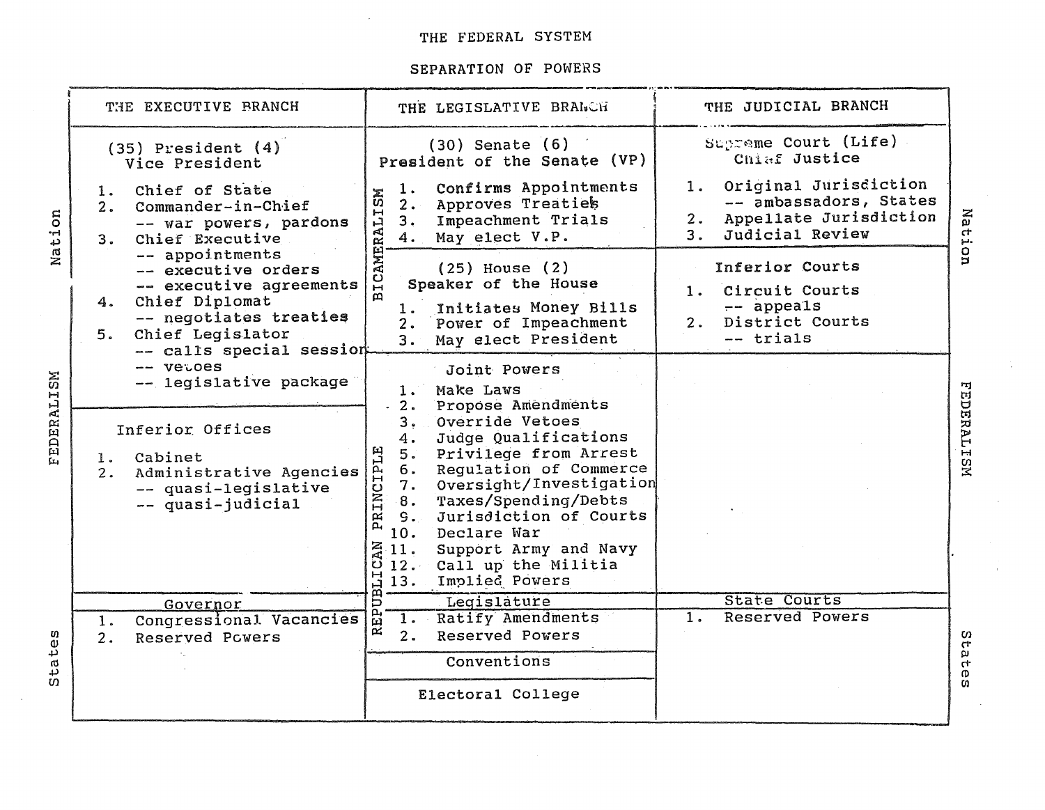# THE FEDERAL SYSTEM

## SEPARATION OF POWERS

| | THE EXECUTIVE BRANCH | THE LEGISLATIVE BRANCH | THE JUDICIAL BRANCH | |
|---|---|---|---|---|
| Nation | (35) President (4)<br>Vice President<br>1. Chief of State<br>2. Commander-in-Chief<br>-- war powers, pardons<br>3. Chief Executive<br>-- appointments<br>-- executive orders<br>-- executive agreements<br>4. Chief Diplomat<br>-- negotiates treaties<br>5. Chief Legislator<br>-- calls special session<br>-- vetoes<br>-- legislative package | BICAMERALISM<br>(30) Senate (6)<br>President of the Senate (VP)<br>1. Confirms Appointments<br>2. Approves Treaties<br>3. Impeachment Trials<br>4. May elect V.P.<br><br>(25) House (2)<br>Speaker of the House<br>1. Initiates Money Bills<br>2. Power of Impeachment<br>3. May elect President | Supreme Court (Life)<br>Chief Justice<br>1. Original Jurisdiction<br>-- ambassadors, States<br>2. Appellate Jurisdiction<br>3. Judicial Review<br><br>Inferior Courts<br>1. Circuit Courts<br>-- appeals<br>2. District Courts<br>-- trials | Nation |
| FEDERALISM | Inferior Offices<br>1. Cabinet<br>2. Administrative Agencies<br>-- quasi-legislative<br>-- quasi-judicial | REPUBLICAN PRINCIPLE<br>Joint Powers<br>1. Make Laws<br>2. Propose Amendments<br>3. Override Vetoes<br>4. Judge Qualifications<br>5. Privilege from Arrest<br>6. Regulation of Commerce<br>7. Oversight/Investigation<br>8. Taxes/Spending/Debts<br>9. Jurisdiction of Courts<br>10. Declare War<br>11. Support Army and Navy<br>12. Call up the Militia<br>13. Implied Powers | | FEDERALISM |
| States | Governor<br>1. Congressional Vacancies<br>2. Reserved Powers | Legislature<br>1. Ratify Amendments<br>2. Reserved Powers<br><br>Conventions<br><br>Electoral College | State Courts<br>1. Reserved Powers | States |